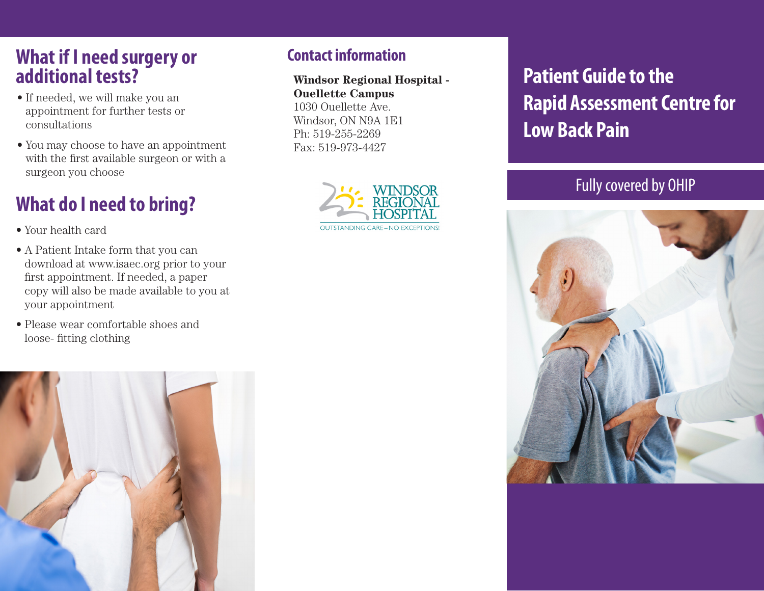## What if I need surgery or additional tests?

- If needed, we will make you an appointment for further tests or consultations
- You may choose to have an appointment with the first available surgeon or with a surgeon you choose

## What do I need to bring?

- Your health card
- A Patient Intake form that you can download at www.isaec.org prior to your first appointment. If needed, a paper copy will also be made available to you at your appointment
- Please wear comfortable shoes and loose- fitting clothing

## Contact information

**Windsor Regional Hospital - Ouellette Campus**
1030 Ouellette Ave.
Windsor, ON N9A 1E1
Ph: 519-255-2269
Fax: 519-973-4427

WINDSOR REGIONAL HOSPITAL
OUTSTANDING CARE – NO EXCEPTIONS!

# Patient Guide to the Rapid Assessment Centre for Low Back Pain

Fully covered by OHIP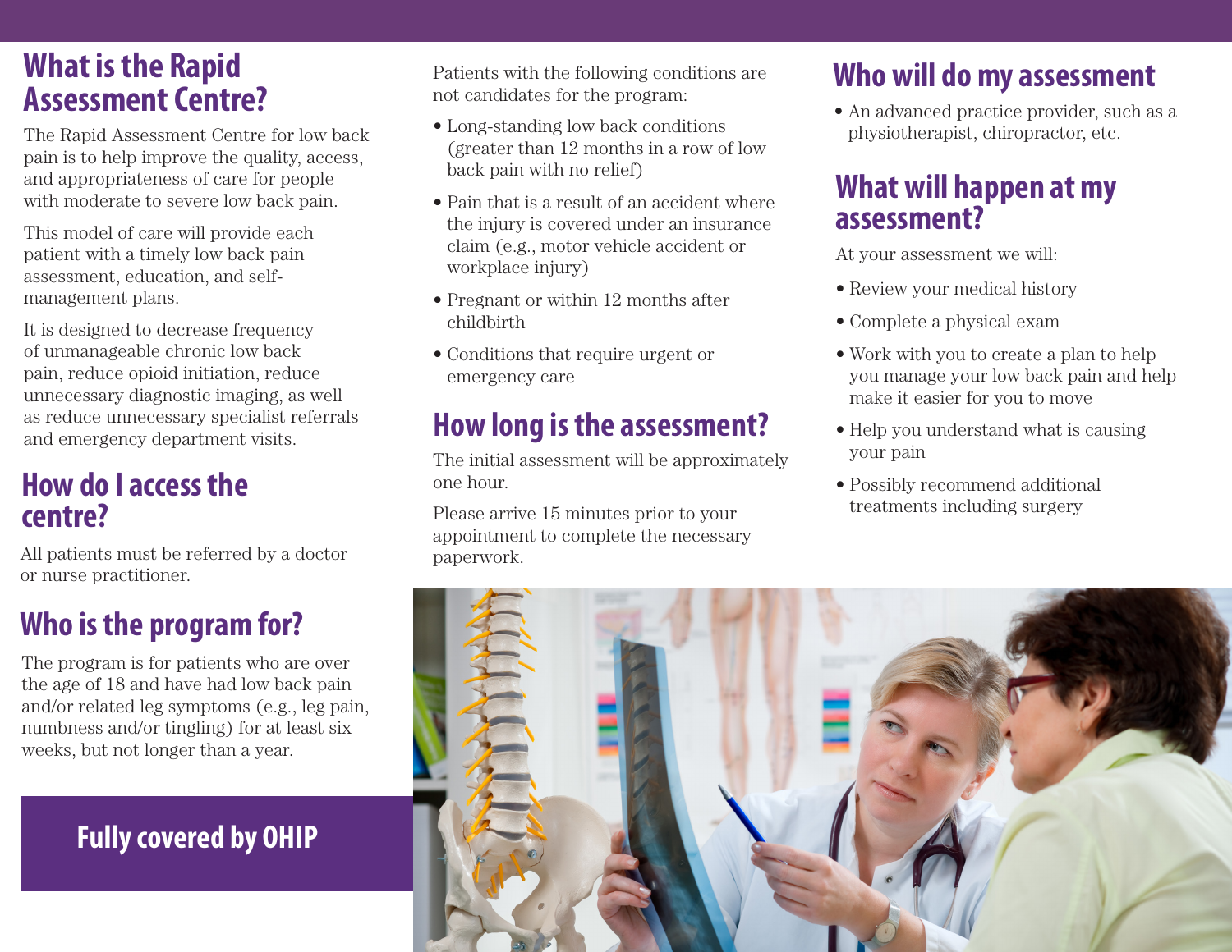## What is the Rapid Assessment Centre?

The Rapid Assessment Centre for low back pain is to help improve the quality, access, and appropriateness of care for people with moderate to severe low back pain.

This model of care will provide each patient with a timely low back pain assessment, education, and self-management plans.

It is designed to decrease frequency of unmanageable chronic low back pain, reduce opioid initiation, reduce unnecessary diagnostic imaging, as well as reduce unnecessary specialist referrals and emergency department visits.

## How do I access the centre?

All patients must be referred by a doctor or nurse practitioner.

## Who is the program for?

The program is for patients who are over the age of 18 and have had low back pain and/or related leg symptoms (e.g., leg pain, numbness and/or tingling) for at least six weeks, but not longer than a year.

**Fully covered by OHIP**

Patients with the following conditions are not candidates for the program:

- Long-standing low back conditions (greater than 12 months in a row of low back pain with no relief)
- Pain that is a result of an accident where the injury is covered under an insurance claim (e.g., motor vehicle accident or workplace injury)
- Pregnant or within 12 months after childbirth
- Conditions that require urgent or emergency care

## How long is the assessment?

The initial assessment will be approximately one hour.

Please arrive 15 minutes prior to your appointment to complete the necessary paperwork.

## Who will do my assessment

- An advanced practice provider, such as a physiotherapist, chiropractor, etc.

## What will happen at my assessment?

At your assessment we will:

- Review your medical history
- Complete a physical exam
- Work with you to create a plan to help you manage your low back pain and help make it easier for you to move
- Help you understand what is causing your pain
- Possibly recommend additional treatments including surgery